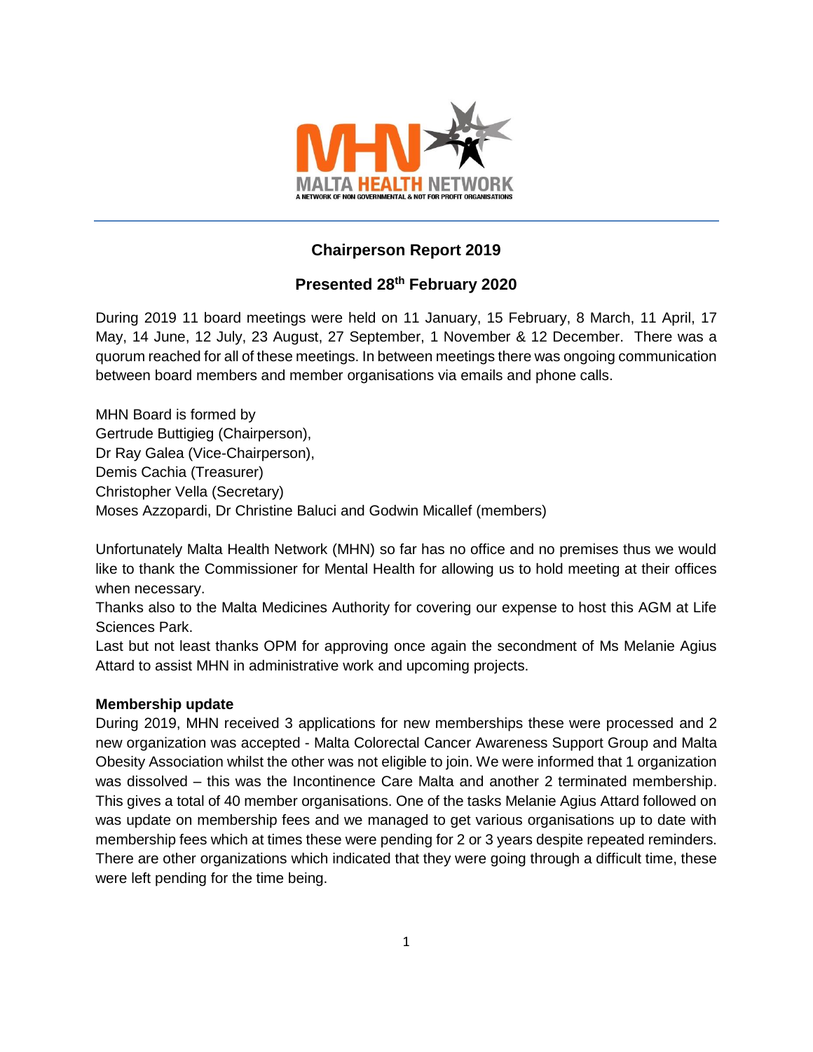# Chairperson Report 2019

## Presented 28th February 2020

During 2019 11 board meetings were held on 11 January, 15 February, 8 March, 11 April, 17 May, 14 June, 12 July, 23 August, 27 September, 1 November & 12 December. There was a quorum reached for all of these meetings. In between meetings there was ongoing communication between board members and member organisations via emails and phone calls.

MHN Board is formed by
Gertrude Buttigieg (Chairperson),
Dr Ray Galea (Vice-Chairperson),
Demis Cachia (Treasurer)
Christopher Vella (Secretary)
Moses Azzopardi, Dr Christine Baluci and Godwin Micallef (members)

Unfortunately Malta Health Network (MHN) so far has no office and no premises thus we would like to thank the Commissioner for Mental Health for allowing us to hold meeting at their offices when necessary.
Thanks also to the Malta Medicines Authority for covering our expense to host this AGM at Life Sciences Park.
Last but not least thanks OPM for approving once again the secondment of Ms Melanie Agius Attard to assist MHN in administrative work and upcoming projects.

**Membership update**
During 2019, MHN received 3 applications for new memberships these were processed and 2 new organization was accepted - Malta Colorectal Cancer Awareness Support Group and Malta Obesity Association whilst the other was not eligible to join. We were informed that 1 organization was dissolved – this was the Incontinence Care Malta and another 2 terminated membership. This gives a total of 40 member organisations. One of the tasks Melanie Agius Attard followed on was update on membership fees and we managed to get various organisations up to date with membership fees which at times these were pending for 2 or 3 years despite repeated reminders. There are other organizations which indicated that they were going through a difficult time, these were left pending for the time being.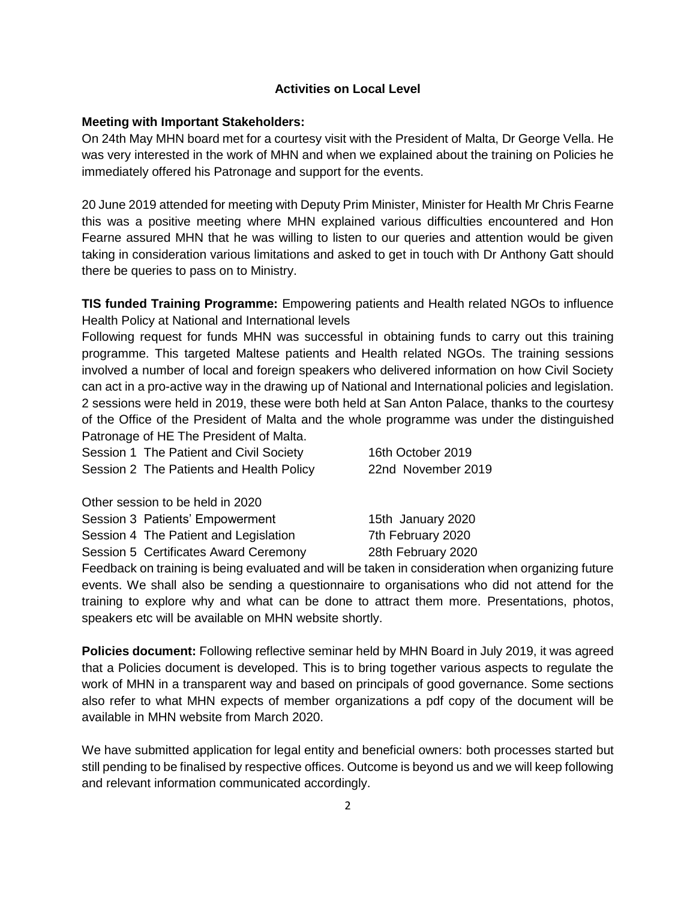## Activities on Local Level

**Meeting with Important Stakeholders:**
On 24th May MHN board met for a courtesy visit with the President of Malta, Dr George Vella. He was very interested in the work of MHN and when we explained about the training on Policies he immediately offered his Patronage and support for the events.

20 June 2019 attended for meeting with Deputy Prim Minister, Minister for Health Mr Chris Fearne this was a positive meeting where MHN explained various difficulties encountered and Hon Fearne assured MHN that he was willing to listen to our queries and attention would be given taking in consideration various limitations and asked to get in touch with Dr Anthony Gatt should there be queries to pass on to Ministry.

**TIS funded Training Programme:** Empowering patients and Health related NGOs to influence Health Policy at National and International levels
Following request for funds MHN was successful in obtaining funds to carry out this training programme. This targeted Maltese patients and Health related NGOs. The training sessions involved a number of local and foreign speakers who delivered information on how Civil Society can act in a pro-active way in the drawing up of National and International policies and legislation. 2 sessions were held in 2019, these were both held at San Anton Palace, thanks to the courtesy of the Office of the President of Malta and the whole programme was under the distinguished Patronage of HE The President of Malta.

| | |
|---|---|
| Session 1 The Patient and Civil Society | 16th October 2019 |
| Session 2 The Patients and Health Policy | 22nd November 2019 |

Other session to be held in 2020

| | |
|---|---|
| Session 3 Patients' Empowerment | 15th January 2020 |
| Session 4 The Patient and Legislation | 7th February 2020 |
| Session 5 Certificates Award Ceremony | 28th February 2020 |

Feedback on training is being evaluated and will be taken in consideration when organizing future events. We shall also be sending a questionnaire to organisations who did not attend for the training to explore why and what can be done to attract them more. Presentations, photos, speakers etc will be available on MHN website shortly.

**Policies document:** Following reflective seminar held by MHN Board in July 2019, it was agreed that a Policies document is developed. This is to bring together various aspects to regulate the work of MHN in a transparent way and based on principals of good governance. Some sections also refer to what MHN expects of member organizations a pdf copy of the document will be available in MHN website from March 2020.

We have submitted application for legal entity and beneficial owners: both processes started but still pending to be finalised by respective offices. Outcome is beyond us and we will keep following and relevant information communicated accordingly.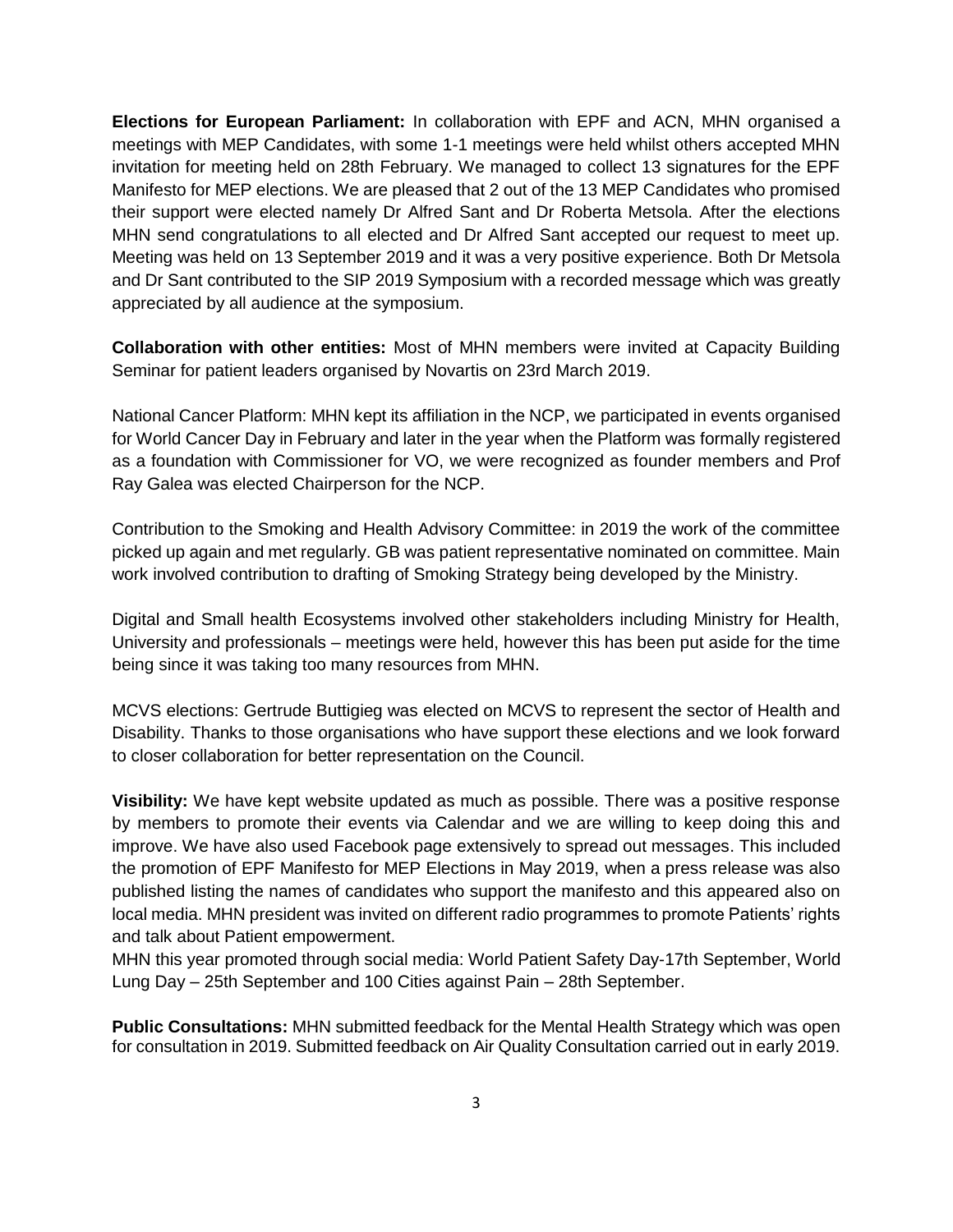**Elections for European Parliament:** In collaboration with EPF and ACN, MHN organised a meetings with MEP Candidates, with some 1-1 meetings were held whilst others accepted MHN invitation for meeting held on 28th February. We managed to collect 13 signatures for the EPF Manifesto for MEP elections. We are pleased that 2 out of the 13 MEP Candidates who promised their support were elected namely Dr Alfred Sant and Dr Roberta Metsola. After the elections MHN send congratulations to all elected and Dr Alfred Sant accepted our request to meet up. Meeting was held on 13 September 2019 and it was a very positive experience. Both Dr Metsola and Dr Sant contributed to the SIP 2019 Symposium with a recorded message which was greatly appreciated by all audience at the symposium.

**Collaboration with other entities:** Most of MHN members were invited at Capacity Building Seminar for patient leaders organised by Novartis on 23rd March 2019.

National Cancer Platform: MHN kept its affiliation in the NCP, we participated in events organised for World Cancer Day in February and later in the year when the Platform was formally registered as a foundation with Commissioner for VO, we were recognized as founder members and Prof Ray Galea was elected Chairperson for the NCP.

Contribution to the Smoking and Health Advisory Committee: in 2019 the work of the committee picked up again and met regularly. GB was patient representative nominated on committee. Main work involved contribution to drafting of Smoking Strategy being developed by the Ministry.

Digital and Small health Ecosystems involved other stakeholders including Ministry for Health, University and professionals – meetings were held, however this has been put aside for the time being since it was taking too many resources from MHN.

MCVS elections: Gertrude Buttigieg was elected on MCVS to represent the sector of Health and Disability. Thanks to those organisations who have support these elections and we look forward to closer collaboration for better representation on the Council.

**Visibility:** We have kept website updated as much as possible. There was a positive response by members to promote their events via Calendar and we are willing to keep doing this and improve. We have also used Facebook page extensively to spread out messages. This included the promotion of EPF Manifesto for MEP Elections in May 2019, when a press release was also published listing the names of candidates who support the manifesto and this appeared also on local media. MHN president was invited on different radio programmes to promote Patients' rights and talk about Patient empowerment.
MHN this year promoted through social media: World Patient Safety Day-17th September, World Lung Day – 25th September and 100 Cities against Pain – 28th September.

**Public Consultations:** MHN submitted feedback for the Mental Health Strategy which was open for consultation in 2019. Submitted feedback on Air Quality Consultation carried out in early 2019.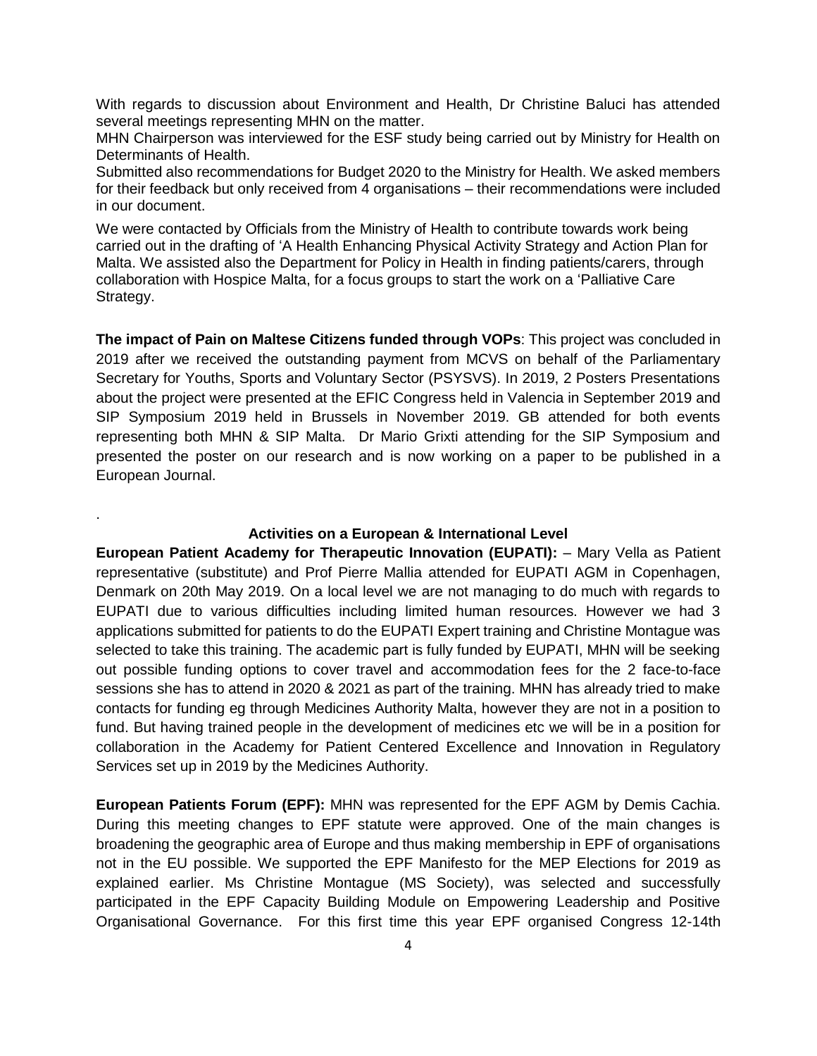With regards to discussion about Environment and Health, Dr Christine Baluci has attended several meetings representing MHN on the matter.

MHN Chairperson was interviewed for the ESF study being carried out by Ministry for Health on Determinants of Health.

Submitted also recommendations for Budget 2020 to the Ministry for Health. We asked members for their feedback but only received from 4 organisations – their recommendations were included in our document.

We were contacted by Officials from the Ministry of Health to contribute towards work being carried out in the drafting of 'A Health Enhancing Physical Activity Strategy and Action Plan for Malta. We assisted also the Department for Policy in Health in finding patients/carers, through collaboration with Hospice Malta, for a focus groups to start the work on a 'Palliative Care Strategy.

**The impact of Pain on Maltese Citizens funded through VOPs**: This project was concluded in 2019 after we received the outstanding payment from MCVS on behalf of the Parliamentary Secretary for Youths, Sports and Voluntary Sector (PSYSVS). In 2019, 2 Posters Presentations about the project were presented at the EFIC Congress held in Valencia in September 2019 and SIP Symposium 2019 held in Brussels in November 2019. GB attended for both events representing both MHN & SIP Malta. Dr Mario Grixti attending for the SIP Symposium and presented the poster on our research and is now working on a paper to be published in a European Journal.

.

### Activities on a European & International Level

**European Patient Academy for Therapeutic Innovation (EUPATI):** – Mary Vella as Patient representative (substitute) and Prof Pierre Mallia attended for EUPATI AGM in Copenhagen, Denmark on 20th May 2019. On a local level we are not managing to do much with regards to EUPATI due to various difficulties including limited human resources. However we had 3 applications submitted for patients to do the EUPATI Expert training and Christine Montague was selected to take this training. The academic part is fully funded by EUPATI, MHN will be seeking out possible funding options to cover travel and accommodation fees for the 2 face-to-face sessions she has to attend in 2020 & 2021 as part of the training. MHN has already tried to make contacts for funding eg through Medicines Authority Malta, however they are not in a position to fund. But having trained people in the development of medicines etc we will be in a position for collaboration in the Academy for Patient Centered Excellence and Innovation in Regulatory Services set up in 2019 by the Medicines Authority.

**European Patients Forum (EPF):** MHN was represented for the EPF AGM by Demis Cachia. During this meeting changes to EPF statute were approved. One of the main changes is broadening the geographic area of Europe and thus making membership in EPF of organisations not in the EU possible. We supported the EPF Manifesto for the MEP Elections for 2019 as explained earlier. Ms Christine Montague (MS Society), was selected and successfully participated in the EPF Capacity Building Module on Empowering Leadership and Positive Organisational Governance. For this first time this year EPF organised Congress 12-14th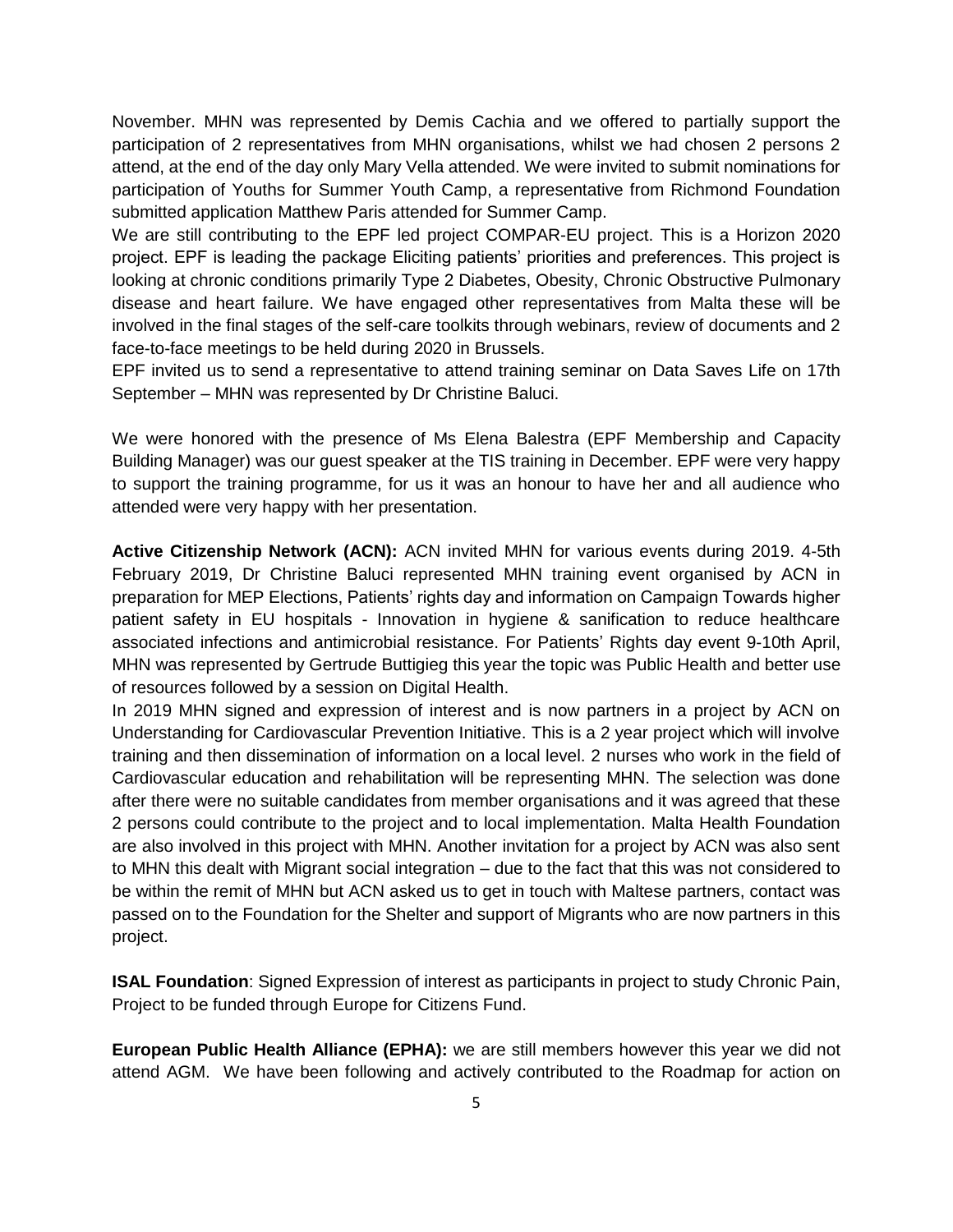November. MHN was represented by Demis Cachia and we offered to partially support the participation of 2 representatives from MHN organisations, whilst we had chosen 2 persons 2 attend, at the end of the day only Mary Vella attended. We were invited to submit nominations for participation of Youths for Summer Youth Camp, a representative from Richmond Foundation submitted application Matthew Paris attended for Summer Camp.

We are still contributing to the EPF led project COMPAR-EU project. This is a Horizon 2020 project. EPF is leading the package Eliciting patients' priorities and preferences. This project is looking at chronic conditions primarily Type 2 Diabetes, Obesity, Chronic Obstructive Pulmonary disease and heart failure. We have engaged other representatives from Malta these will be involved in the final stages of the self-care toolkits through webinars, review of documents and 2 face-to-face meetings to be held during 2020 in Brussels.

EPF invited us to send a representative to attend training seminar on Data Saves Life on 17th September – MHN was represented by Dr Christine Baluci.

We were honored with the presence of Ms Elena Balestra (EPF Membership and Capacity Building Manager) was our guest speaker at the TIS training in December. EPF were very happy to support the training programme, for us it was an honour to have her and all audience who attended were very happy with her presentation.

**Active Citizenship Network (ACN):** ACN invited MHN for various events during 2019. 4-5th February 2019, Dr Christine Baluci represented MHN training event organised by ACN in preparation for MEP Elections, Patients' rights day and information on Campaign Towards higher patient safety in EU hospitals - Innovation in hygiene & sanification to reduce healthcare associated infections and antimicrobial resistance. For Patients' Rights day event 9-10th April, MHN was represented by Gertrude Buttigieg this year the topic was Public Health and better use of resources followed by a session on Digital Health.

In 2019 MHN signed and expression of interest and is now partners in a project by ACN on Understanding for Cardiovascular Prevention Initiative. This is a 2 year project which will involve training and then dissemination of information on a local level. 2 nurses who work in the field of Cardiovascular education and rehabilitation will be representing MHN. The selection was done after there were no suitable candidates from member organisations and it was agreed that these 2 persons could contribute to the project and to local implementation. Malta Health Foundation are also involved in this project with MHN. Another invitation for a project by ACN was also sent to MHN this dealt with Migrant social integration – due to the fact that this was not considered to be within the remit of MHN but ACN asked us to get in touch with Maltese partners, contact was passed on to the Foundation for the Shelter and support of Migrants who are now partners in this project.

**ISAL Foundation**: Signed Expression of interest as participants in project to study Chronic Pain, Project to be funded through Europe for Citizens Fund.

**European Public Health Alliance (EPHA):** we are still members however this year we did not attend AGM. We have been following and actively contributed to the Roadmap for action on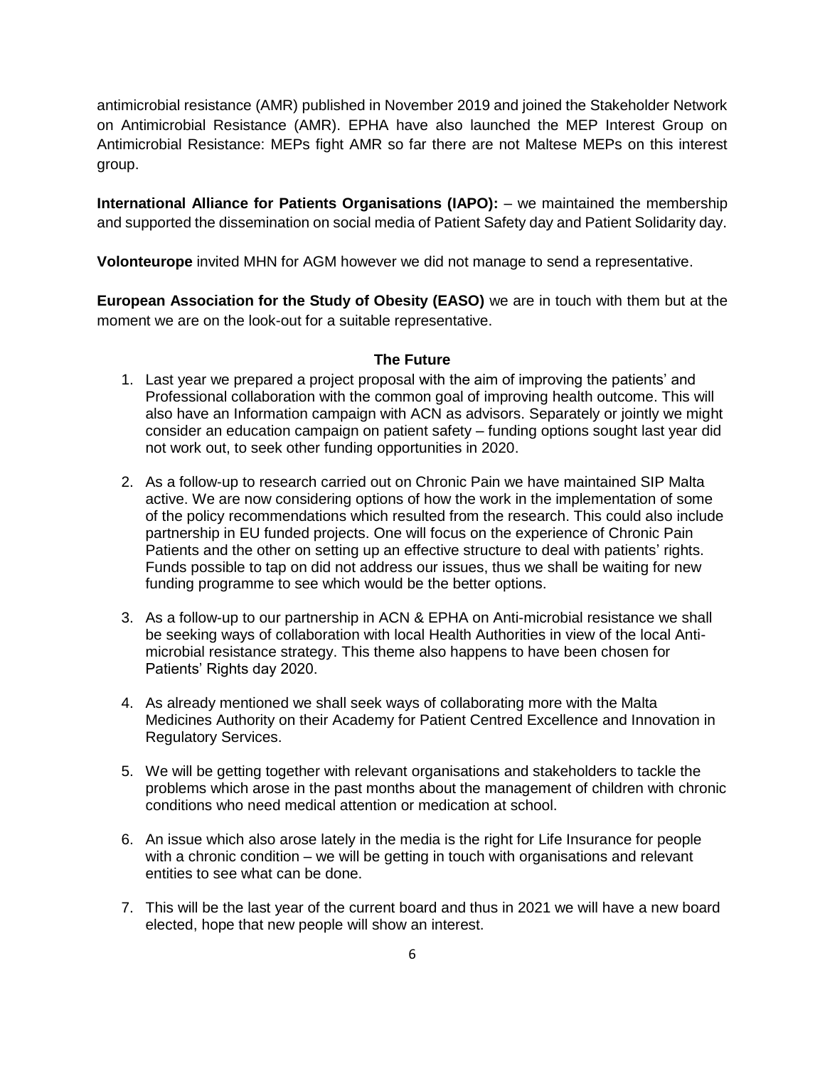antimicrobial resistance (AMR) published in November 2019 and joined the Stakeholder Network on Antimicrobial Resistance (AMR). EPHA have also launched the MEP Interest Group on Antimicrobial Resistance: MEPs fight AMR so far there are not Maltese MEPs on this interest group.

**International Alliance for Patients Organisations (IAPO):** – we maintained the membership and supported the dissemination on social media of Patient Safety day and Patient Solidarity day.

**Volonteurope** invited MHN for AGM however we did not manage to send a representative.

**European Association for the Study of Obesity (EASO)** we are in touch with them but at the moment we are on the look-out for a suitable representative.

## The Future

1. Last year we prepared a project proposal with the aim of improving the patients' and Professional collaboration with the common goal of improving health outcome. This will also have an Information campaign with ACN as advisors. Separately or jointly we might consider an education campaign on patient safety – funding options sought last year did not work out, to seek other funding opportunities in 2020.

2. As a follow-up to research carried out on Chronic Pain we have maintained SIP Malta active. We are now considering options of how the work in the implementation of some of the policy recommendations which resulted from the research. This could also include partnership in EU funded projects. One will focus on the experience of Chronic Pain Patients and the other on setting up an effective structure to deal with patients' rights. Funds possible to tap on did not address our issues, thus we shall be waiting for new funding programme to see which would be the better options.

3. As a follow-up to our partnership in ACN & EPHA on Anti-microbial resistance we shall be seeking ways of collaboration with local Health Authorities in view of the local Anti-microbial resistance strategy. This theme also happens to have been chosen for Patients' Rights day 2020.

4. As already mentioned we shall seek ways of collaborating more with the Malta Medicines Authority on their Academy for Patient Centred Excellence and Innovation in Regulatory Services.

5. We will be getting together with relevant organisations and stakeholders to tackle the problems which arose in the past months about the management of children with chronic conditions who need medical attention or medication at school.

6. An issue which also arose lately in the media is the right for Life Insurance for people with a chronic condition – we will be getting in touch with organisations and relevant entities to see what can be done.

7. This will be the last year of the current board and thus in 2021 we will have a new board elected, hope that new people will show an interest.